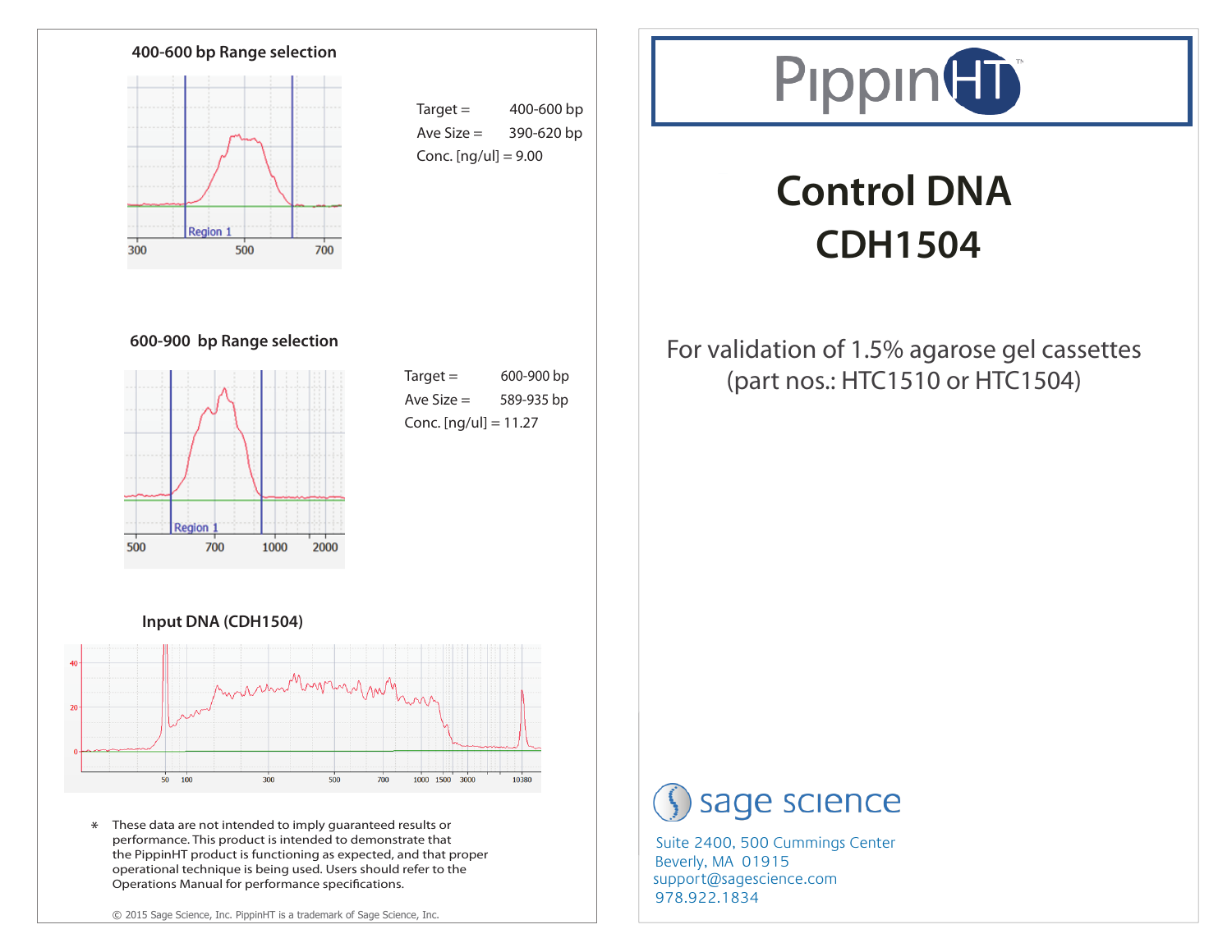# PippinHT

# Control DNA CDH1504

For validation of 1.5% agarose gel cassettes (part nos.: HTC1510 or HTC1504)

## 400-600 bp Range selection

Target = 400-600 bp

Ave Size = 390-620 bp

Conc. [ng/ul] = 9.00

## 600-900 bp Range selection

Target = 600-900 bp

Ave Size = 589-935 bp

Conc. [ng/ul] = 11.27

## Input DNA (CDH1504)

\* These data are not intended to imply guaranteed results or performance. This product is intended to demonstrate that the PippinHT product is functioning as expected, and that proper operational technique is being used. Users should refer to the Operations Manual for performance specifications.

© 2015 Sage Science, Inc. PippinHT is a trademark of Sage Science, Inc.

sage science

Suite 2400, 500 Cummings Center

Beverly, MA 01915

support@sagescience.com

978.922.1834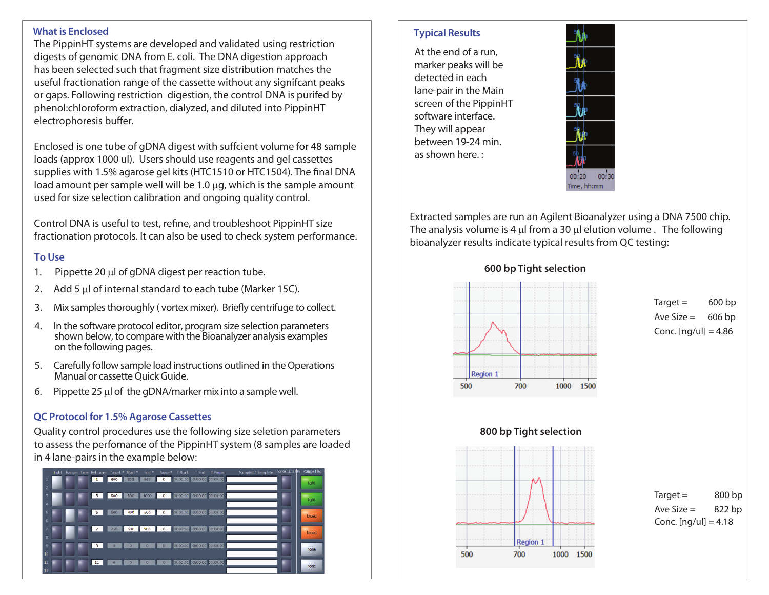## What is Enclosed

The PippinHT systems are developed and validated using restriction digests of genomic DNA from E. coli. The DNA digestion approach has been selected such that fragment size distribution matches the useful fractionation range of the cassette without any signifcant peaks or gaps. Following restriction digestion, the control DNA is purifed by phenol:chloroform extraction, dialyzed, and diluted into PippinHT electrophoresis buffer.

Enclosed is one tube of gDNA digest with suffcient volume for 48 sample loads (approx 1000 ul). Users should use reagents and gel cassettes supplies with 1.5% agarose gel kits (HTC1510 or HTC1504). The final DNA load amount per sample well will be 1.0 µg, which is the sample amount used for size selection calibration and ongoing quality control.

Control DNA is useful to test, refine, and troubleshoot PippinHT size fractionation protocols. It can also be used to check system performance.

## To Use

1. Pippette 20 µl of gDNA digest per reaction tube.
2. Add 5 µl of internal standard to each tube (Marker 15C).
3. Mix samples thoroughly ( vortex mixer). Briefly centrifuge to collect.
4. In the software protocol editor, program size selection parameters shown below, to compare with the Bioanalyzer analysis examples on the following pages.
5. Carefully follow sample load instructions outlined in the Operations Manual or cassette Quick Guide.
6. Pippette 25 µl of the gDNA/marker mix into a sample well.

## QC Protocol for 1.5% Agarose Cassettes

Quality control procedures use the following size seletion parameters to assess the perfomance of the PippinHT system (8 samples are loaded in 4 lane-pairs in the example below:

| | Tight | Range | Time | Ref Lane | Target * | Start * | End * | Pause * | T Start | T End | T Pause | Sample ID Template | Force LED On | Range Flag |
|---|---|---|---|---|---|---|---|---|---|---|---|---|---|---|
| 1 | | | | 1 | 600 | 532 | 668 | 0 | 00:00:00 | 00:00:00 | 00:00:00 | | | tight |
| 3 | | | | 3 | 900 | 800 | 1000 | 0 | 00:00:00 | 00:00:00 | 00:00:00 | | | tight |
| 5 | | | | 5 | 500 | 400 | 600 | 0 | 00:00:00 | 00:00:00 | 00:00:00 | | | broad |
| 7 | | | | 7 | 750 | 600 | 900 | 0 | 00:00:00 | 00:00:00 | 00:00:00 | | | broad |
| 9 | | | | 9 | 0 | 0 | 0 | 0 | 00:00:00 | 00:00:00 | 00:00:00 | | | none |
| 11 | | | | 11 | 0 | 0 | 0 | 0 | 00:00:00 | 00:00:00 | 00:00:00 | | | none |

## Typical Results

At the end of a run, marker peaks will be detected in each lane-pair in the Main screen of the PippinHT software interface. They will appear between 19-24 min. as shown here. :

00:20 00:30
Time, hh:mm

Extracted samples are run an Agilent Bioanalyzer using a DNA 7500 chip. The analysis volume is 4 µl from a 30 µl elution volume . The following bioanalyzer results indicate typical results from QC testing:

**600 bp Tight selection**

Region 1
500 700 1000 1500

Target = 600 bp
Ave Size = 606 bp
Conc. [ng/ul] = 4.86

**800 bp Tight selection**

Region 1
500 700 1000 1500

Target = 800 bp
Ave Size = 822 bp
Conc. [ng/ul] = 4.18